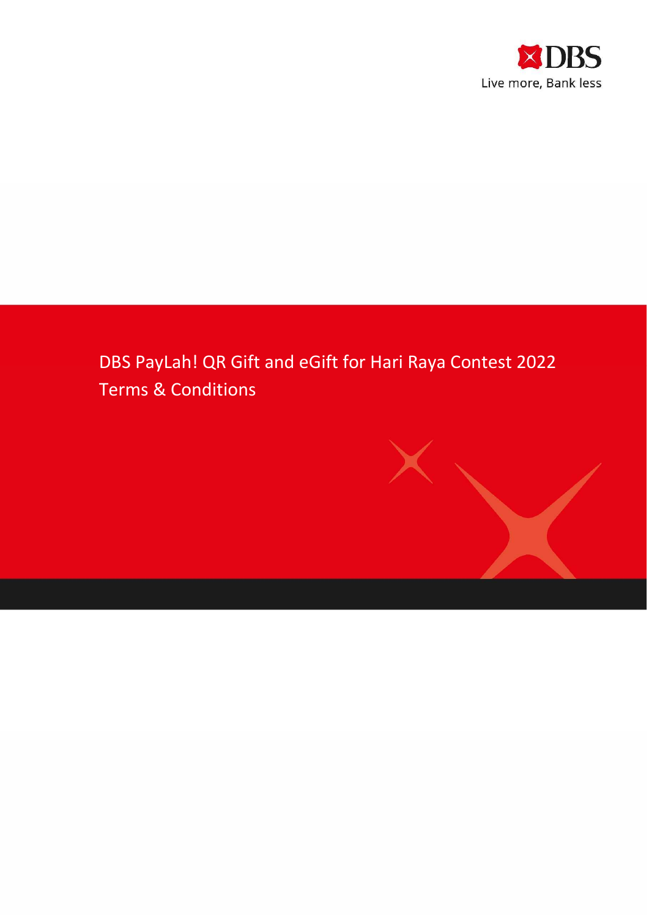DBS

Live more, Bank less

# DBS PayLah! QR Gift and eGift for Hari Raya Contest 2022

## Terms & Conditions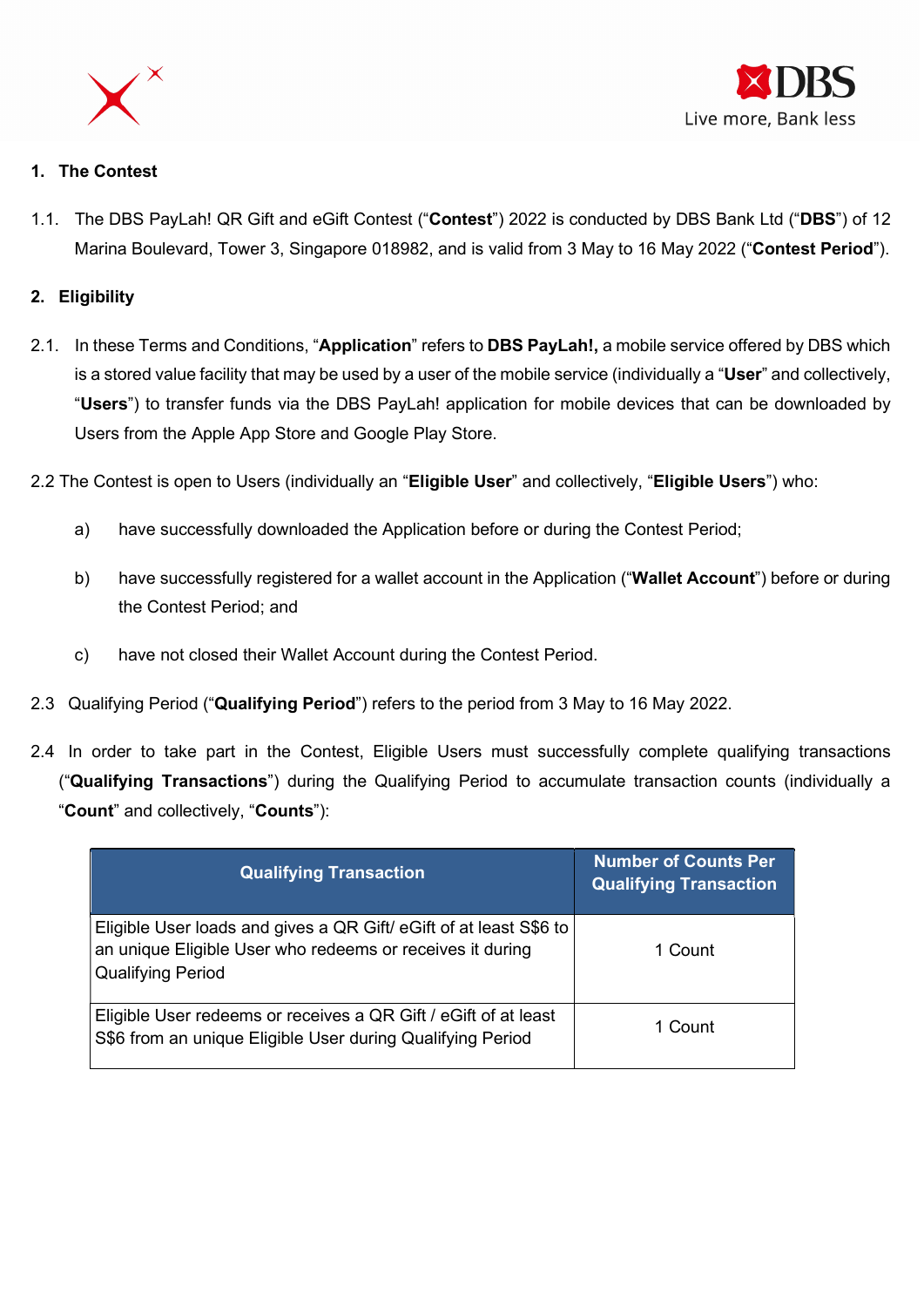## 1. The Contest

1.1. The DBS PayLah! QR Gift and eGift Contest ("**Contest**") 2022 is conducted by DBS Bank Ltd ("**DBS**") of 12 Marina Boulevard, Tower 3, Singapore 018982, and is valid from 3 May to 16 May 2022 ("**Contest Period**").

## 2. Eligibility

2.1. In these Terms and Conditions, "**Application**" refers to **DBS PayLah!,** a mobile service offered by DBS which is a stored value facility that may be used by a user of the mobile service (individually a "**User**" and collectively, "**Users**") to transfer funds via the DBS PayLah! application for mobile devices that can be downloaded by Users from the Apple App Store and Google Play Store.

2.2 The Contest is open to Users (individually an "**Eligible User**" and collectively, "**Eligible Users**") who:

a) have successfully downloaded the Application before or during the Contest Period;

b) have successfully registered for a wallet account in the Application ("**Wallet Account**") before or during the Contest Period; and

c) have not closed their Wallet Account during the Contest Period.

2.3 Qualifying Period ("**Qualifying Period**") refers to the period from 3 May to 16 May 2022.

2.4 In order to take part in the Contest, Eligible Users must successfully complete qualifying transactions ("**Qualifying Transactions**") during the Qualifying Period to accumulate transaction counts (individually a "**Count**" and collectively, "**Counts**"):

| Qualifying Transaction | Number of Counts Per Qualifying Transaction |
|---|---|
| Eligible User loads and gives a QR Gift/ eGift of at least S$6 to an unique Eligible User who redeems or receives it during Qualifying Period | 1 Count |
| Eligible User redeems or receives a QR Gift / eGift of at least S$6 from an unique Eligible User during Qualifying Period | 1 Count |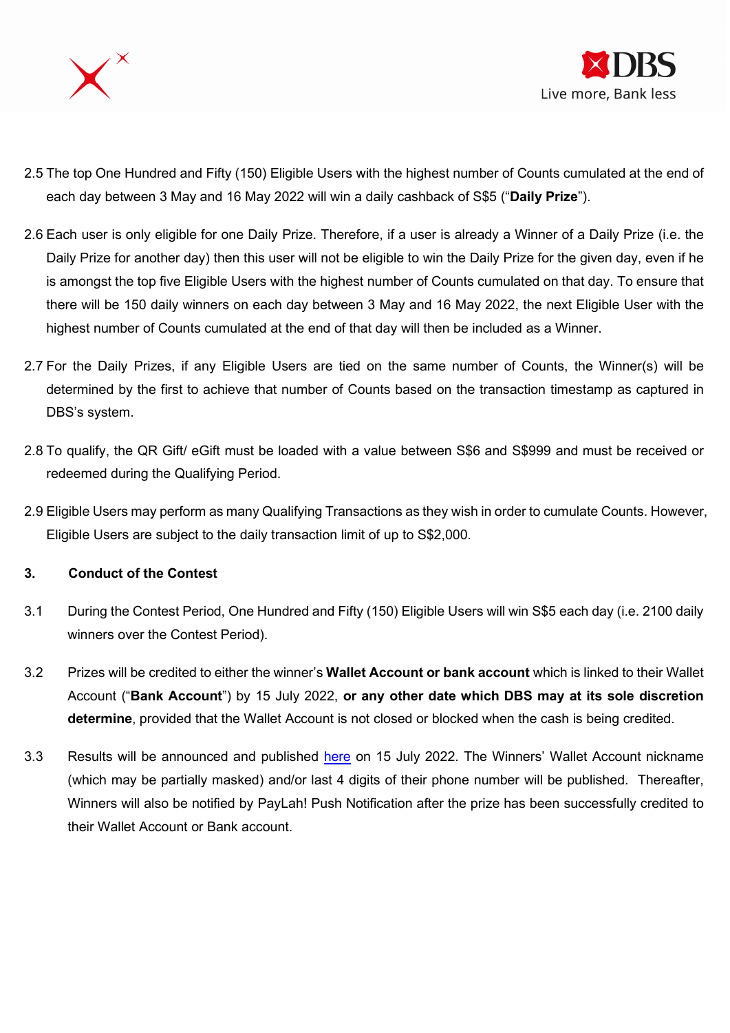2.5 The top One Hundred and Fifty (150) Eligible Users with the highest number of Counts cumulated at the end of each day between 3 May and 16 May 2022 will win a daily cashback of S$5 ("**Daily Prize**").

2.6 Each user is only eligible for one Daily Prize. Therefore, if a user is already a Winner of a Daily Prize (i.e. the Daily Prize for another day) then this user will not be eligible to win the Daily Prize for the given day, even if he is amongst the top five Eligible Users with the highest number of Counts cumulated on that day. To ensure that there will be 150 daily winners on each day between 3 May and 16 May 2022, the next Eligible User with the highest number of Counts cumulated at the end of that day will then be included as a Winner.

2.7 For the Daily Prizes, if any Eligible Users are tied on the same number of Counts, the Winner(s) will be determined by the first to achieve that number of Counts based on the transaction timestamp as captured in DBS's system.

2.8 To qualify, the QR Gift/ eGift must be loaded with a value between S$6 and S$999 and must be received or redeemed during the Qualifying Period.

2.9 Eligible Users may perform as many Qualifying Transactions as they wish in order to cumulate Counts. However, Eligible Users are subject to the daily transaction limit of up to S$2,000.

**3. Conduct of the Contest**

3.1 During the Contest Period, One Hundred and Fifty (150) Eligible Users will win S$5 each day (i.e. 2100 daily winners over the Contest Period).

3.2 Prizes will be credited to either the winner's **Wallet Account or bank account** which is linked to their Wallet Account ("**Bank Account**") by 15 July 2022, **or any other date which DBS may at its sole discretion determine**, provided that the Wallet Account is not closed or blocked when the cash is being credited.

3.3 Results will be announced and published here on 15 July 2022. The Winners' Wallet Account nickname (which may be partially masked) and/or last 4 digits of their phone number will be published. Thereafter, Winners will also be notified by PayLah! Push Notification after the prize has been successfully credited to their Wallet Account or Bank account.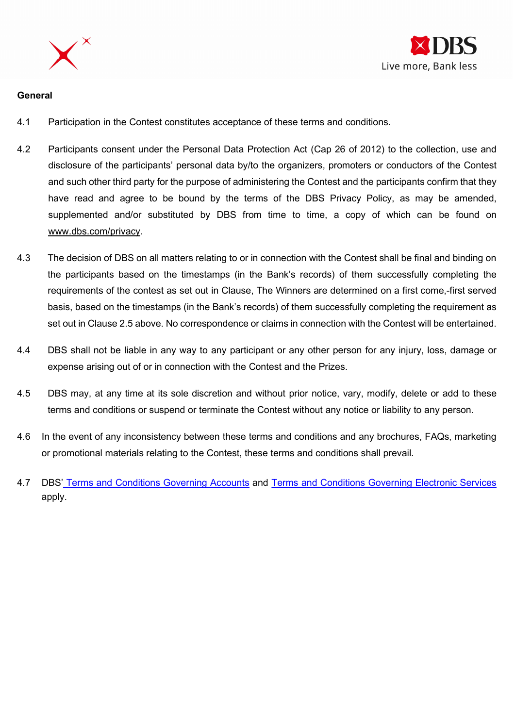**General**

4.1 Participation in the Contest constitutes acceptance of these terms and conditions.

4.2 Participants consent under the Personal Data Protection Act (Cap 26 of 2012) to the collection, use and disclosure of the participants' personal data by/to the organizers, promoters or conductors of the Contest and such other third party for the purpose of administering the Contest and the participants confirm that they have read and agree to be bound by the terms of the DBS Privacy Policy, as may be amended, supplemented and/or substituted by DBS from time to time, a copy of which can be found on www.dbs.com/privacy.

4.3 The decision of DBS on all matters relating to or in connection with the Contest shall be final and binding on the participants based on the timestamps (in the Bank's records) of them successfully completing the requirements of the contest as set out in Clause, The Winners are determined on a first come,-first served basis, based on the timestamps (in the Bank's records) of them successfully completing the requirement as set out in Clause 2.5 above. No correspondence or claims in connection with the Contest will be entertained.

4.4 DBS shall not be liable in any way to any participant or any other person for any injury, loss, damage or expense arising out of or in connection with the Contest and the Prizes.

4.5 DBS may, at any time at its sole discretion and without prior notice, vary, modify, delete or add to these terms and conditions or suspend or terminate the Contest without any notice or liability to any person.

4.6 In the event of any inconsistency between these terms and conditions and any brochures, FAQs, marketing or promotional materials relating to the Contest, these terms and conditions shall prevail.

4.7 DBS' Terms and Conditions Governing Accounts and Terms and Conditions Governing Electronic Services apply.